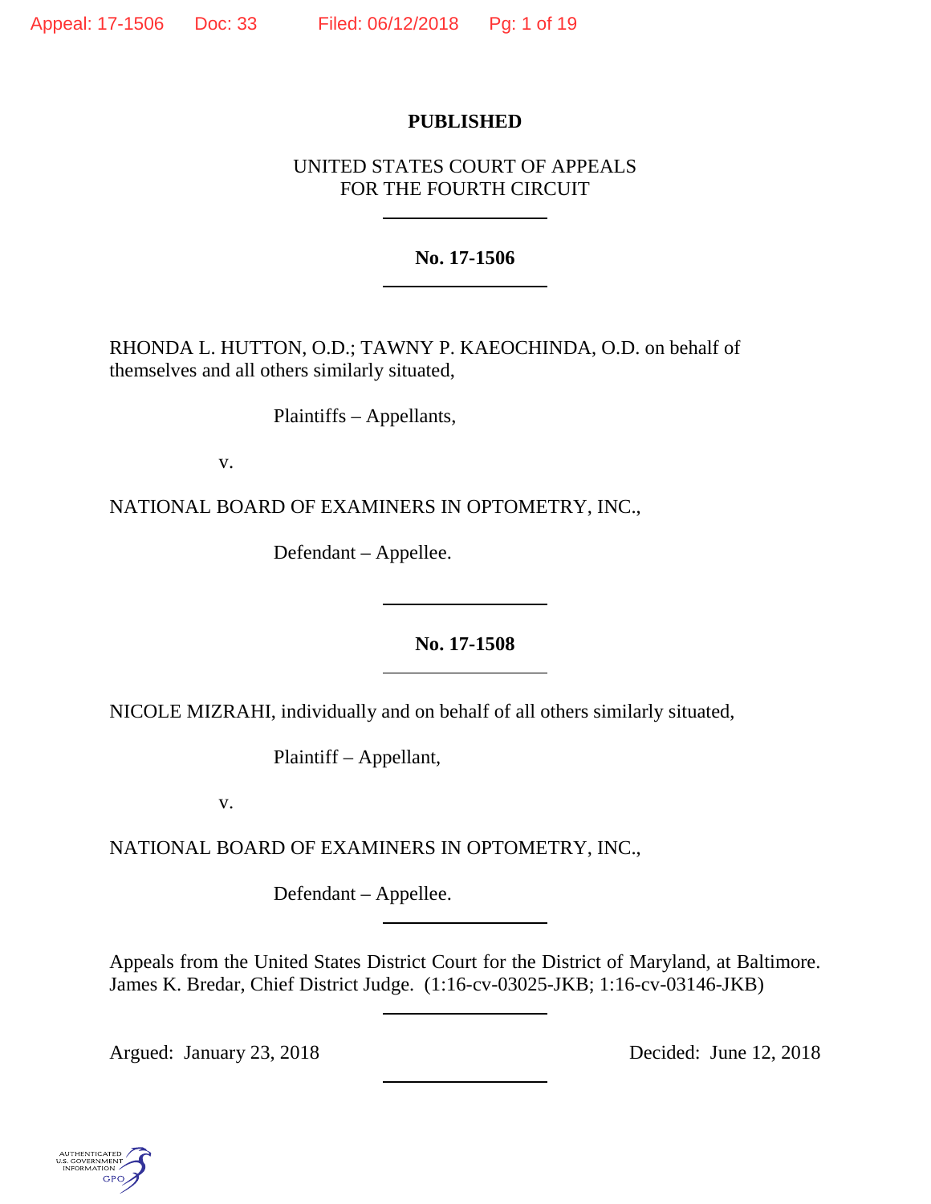**PUBLISHED**

UNITED STATES COURT OF APPEALS
FOR THE FOURTH CIRCUIT

---

**No. 17-1506**

---

RHONDA L. HUTTON, O.D.; TAWNY P. KAEOCHINDA, O.D. on behalf of themselves and all others similarly situated,

Plaintiffs – Appellants,

v.

NATIONAL BOARD OF EXAMINERS IN OPTOMETRY, INC.,

Defendant – Appellee.

---

**No. 17-1508**

---

NICOLE MIZRAHI, individually and on behalf of all others similarly situated,

Plaintiff – Appellant,

v.

NATIONAL BOARD OF EXAMINERS IN OPTOMETRY, INC.,

Defendant – Appellee.

---

Appeals from the United States District Court for the District of Maryland, at Baltimore. James K. Bredar, Chief District Judge. (1:16-cv-03025-JKB; 1:16-cv-03146-JKB)

---

Argued: January 23, 2018

Decided: June 12, 2018

---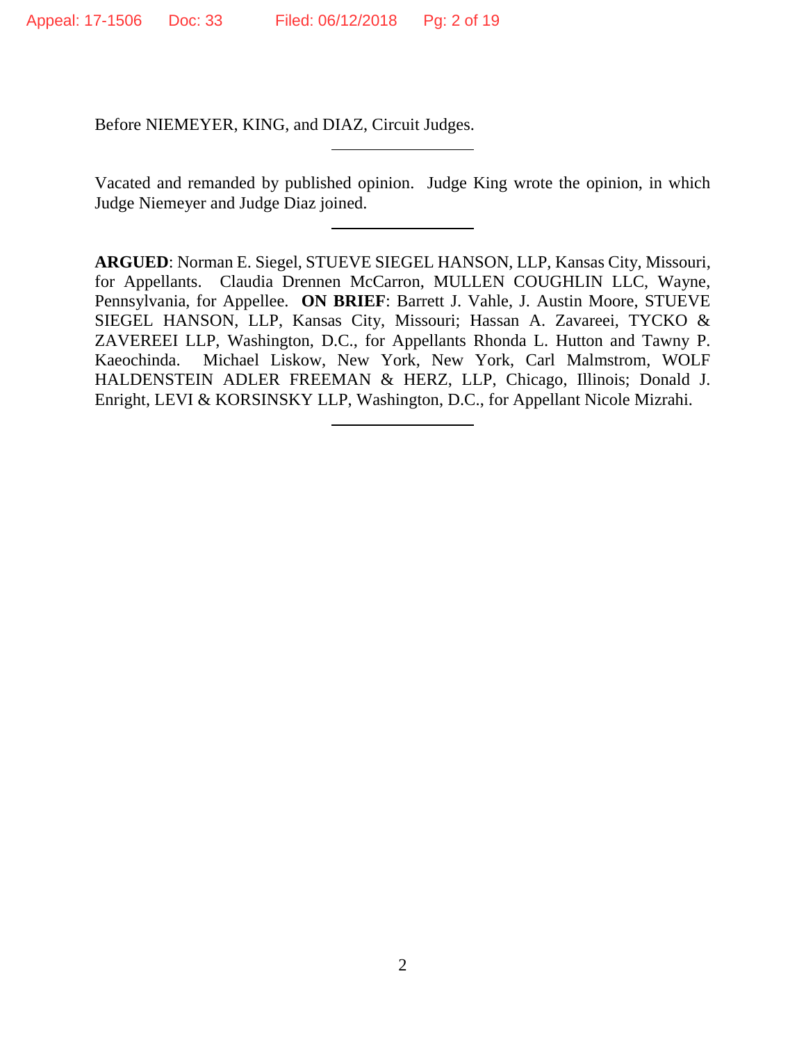Before NIEMEYER, KING, and DIAZ, Circuit Judges.

---

Vacated and remanded by published opinion. Judge King wrote the opinion, in which Judge Niemeyer and Judge Diaz joined.

---

**ARGUED**: Norman E. Siegel, STUEVE SIEGEL HANSON, LLP, Kansas City, Missouri, for Appellants. Claudia Drennen McCarron, MULLEN COUGHLIN LLC, Wayne, Pennsylvania, for Appellee. **ON BRIEF**: Barrett J. Vahle, J. Austin Moore, STUEVE SIEGEL HANSON, LLP, Kansas City, Missouri; Hassan A. Zavareei, TYCKO & ZAVEREEI LLP, Washington, D.C., for Appellants Rhonda L. Hutton and Tawny P. Kaeochinda. Michael Liskow, New York, New York, Carl Malmstrom, WOLF HALDENSTEIN ADLER FREEMAN & HERZ, LLP, Chicago, Illinois; Donald J. Enright, LEVI & KORSINSKY LLP, Washington, D.C., for Appellant Nicole Mizrahi.

---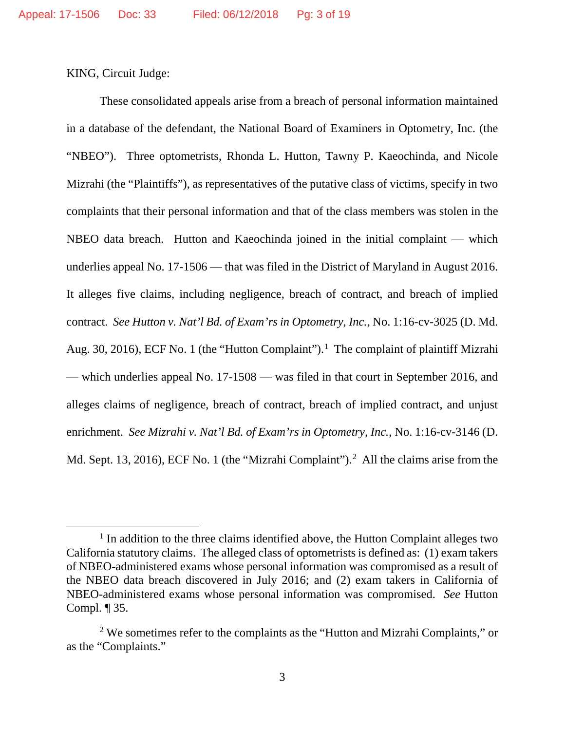KING, Circuit Judge:

These consolidated appeals arise from a breach of personal information maintained in a database of the defendant, the National Board of Examiners in Optometry, Inc. (the "NBEO"). Three optometrists, Rhonda L. Hutton, Tawny P. Kaeochinda, and Nicole Mizrahi (the "Plaintiffs"), as representatives of the putative class of victims, specify in two complaints that their personal information and that of the class members was stolen in the NBEO data breach. Hutton and Kaeochinda joined in the initial complaint — which underlies appeal No. 17-1506 — that was filed in the District of Maryland in August 2016. It alleges five claims, including negligence, breach of contract, and breach of implied contract. *See Hutton v. Nat'l Bd. of Exam'rs in Optometry, Inc.*, No. 1:16-cv-3025 (D. Md. Aug. 30, 2016), ECF No. 1 (the "Hutton Complaint").[1] The complaint of plaintiff Mizrahi — which underlies appeal No. 17-1508 — was filed in that court in September 2016, and alleges claims of negligence, breach of contract, breach of implied contract, and unjust enrichment. *See Mizrahi v. Nat'l Bd. of Exam'rs in Optometry, Inc.*, No. 1:16-cv-3146 (D. Md. Sept. 13, 2016), ECF No. 1 (the "Mizrahi Complaint").[2] All the claims arise from the

---

[1] In addition to the three claims identified above, the Hutton Complaint alleges two California statutory claims. The alleged class of optometrists is defined as: (1) exam takers of NBEO-administered exams whose personal information was compromised as a result of the NBEO data breach discovered in July 2016; and (2) exam takers in California of NBEO-administered exams whose personal information was compromised. *See* Hutton Compl. ¶ 35.

[2] We sometimes refer to the complaints as the "Hutton and Mizrahi Complaints," or as the "Complaints."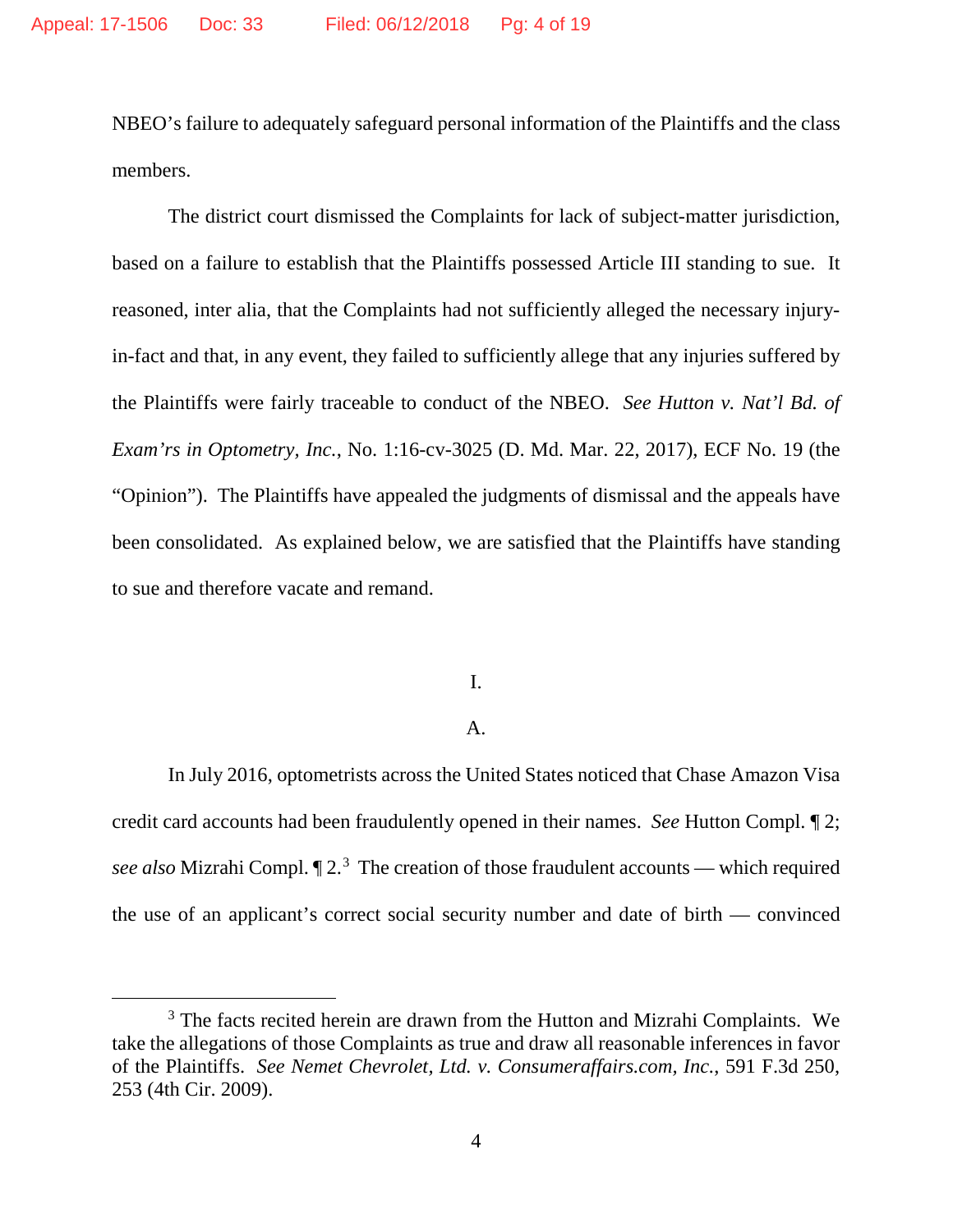NBEO's failure to adequately safeguard personal information of the Plaintiffs and the class members.

The district court dismissed the Complaints for lack of subject-matter jurisdiction, based on a failure to establish that the Plaintiffs possessed Article III standing to sue. It reasoned, inter alia, that the Complaints had not sufficiently alleged the necessary injury-in-fact and that, in any event, they failed to sufficiently allege that any injuries suffered by the Plaintiffs were fairly traceable to conduct of the NBEO. *See Hutton v. Nat'l Bd. of Exam'rs in Optometry, Inc.*, No. 1:16-cv-3025 (D. Md. Mar. 22, 2017), ECF No. 19 (the "Opinion"). The Plaintiffs have appealed the judgments of dismissal and the appeals have been consolidated. As explained below, we are satisfied that the Plaintiffs have standing to sue and therefore vacate and remand.

## I.

### A.

In July 2016, optometrists across the United States noticed that Chase Amazon Visa credit card accounts had been fraudulently opened in their names. *See* Hutton Compl. ¶ 2; *see also* Mizrahi Compl. ¶ 2.[3] The creation of those fraudulent accounts — which required the use of an applicant's correct social security number and date of birth — convinced

[3] The facts recited herein are drawn from the Hutton and Mizrahi Complaints. We take the allegations of those Complaints as true and draw all reasonable inferences in favor of the Plaintiffs. *See Nemet Chevrolet, Ltd. v. Consumeraffairs.com, Inc.*, 591 F.3d 250, 253 (4th Cir. 2009).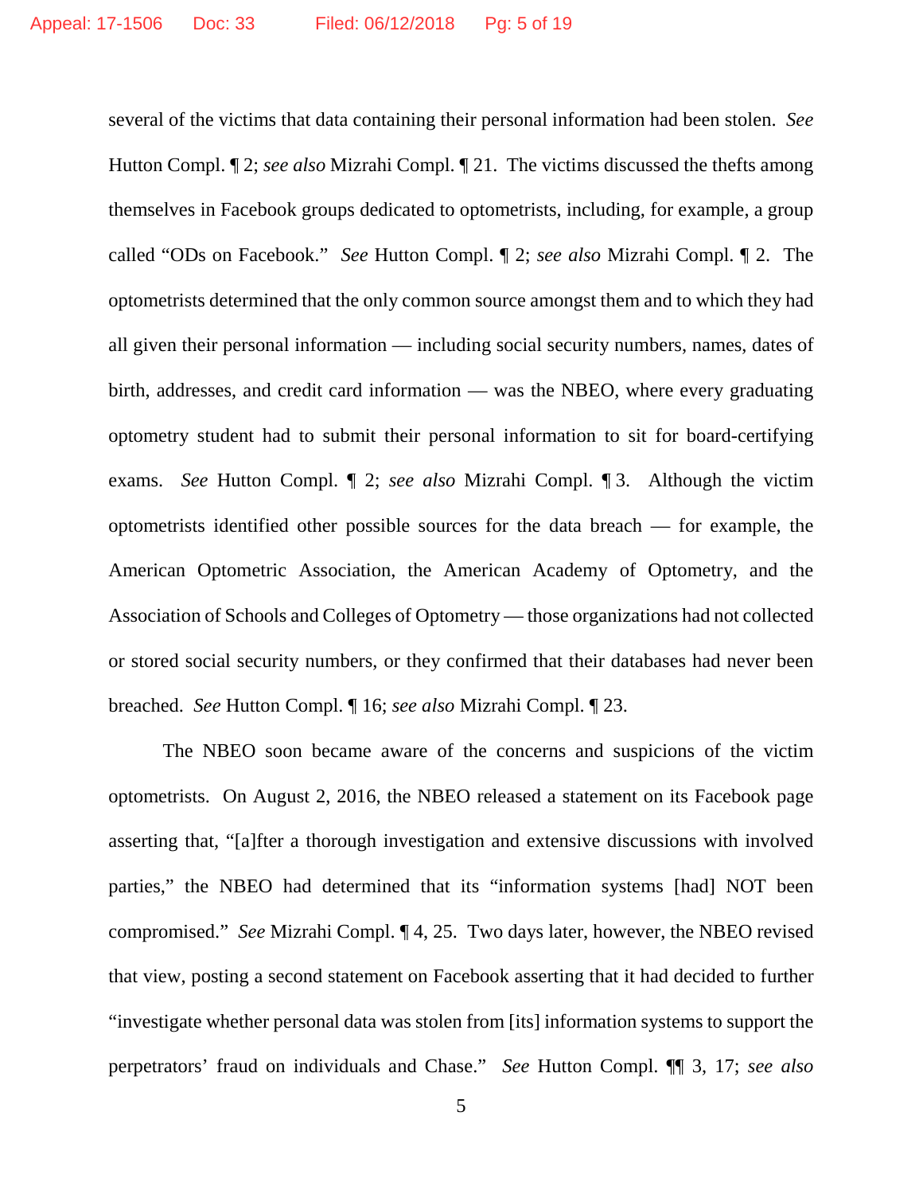several of the victims that data containing their personal information had been stolen. *See* Hutton Compl. ¶ 2; *see also* Mizrahi Compl. ¶ 21. The victims discussed the thefts among themselves in Facebook groups dedicated to optometrists, including, for example, a group called "ODs on Facebook." *See* Hutton Compl. ¶ 2; *see also* Mizrahi Compl. ¶ 2. The optometrists determined that the only common source amongst them and to which they had all given their personal information — including social security numbers, names, dates of birth, addresses, and credit card information — was the NBEO, where every graduating optometry student had to submit their personal information to sit for board-certifying exams. *See* Hutton Compl. ¶ 2; *see also* Mizrahi Compl. ¶ 3. Although the victim optometrists identified other possible sources for the data breach — for example, the American Optometric Association, the American Academy of Optometry, and the Association of Schools and Colleges of Optometry — those organizations had not collected or stored social security numbers, or they confirmed that their databases had never been breached. *See* Hutton Compl. ¶ 16; *see also* Mizrahi Compl. ¶ 23.

The NBEO soon became aware of the concerns and suspicions of the victim optometrists. On August 2, 2016, the NBEO released a statement on its Facebook page asserting that, "[a]fter a thorough investigation and extensive discussions with involved parties," the NBEO had determined that its "information systems [had] NOT been compromised." *See* Mizrahi Compl. ¶ 4, 25. Two days later, however, the NBEO revised that view, posting a second statement on Facebook asserting that it had decided to further "investigate whether personal data was stolen from [its] information systems to support the perpetrators' fraud on individuals and Chase." *See* Hutton Compl. ¶¶ 3, 17; *see also*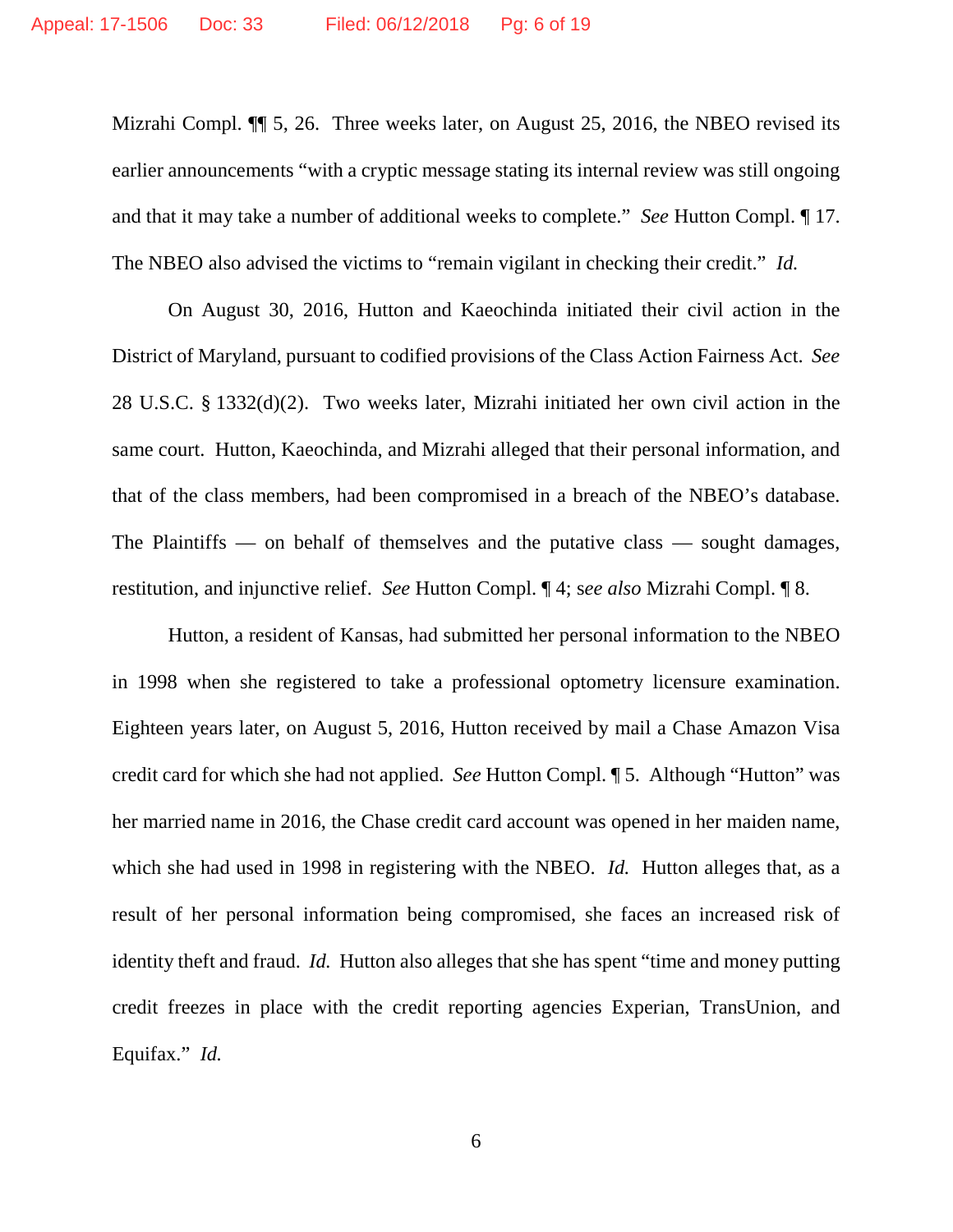Mizrahi Compl. ¶¶ 5, 26. Three weeks later, on August 25, 2016, the NBEO revised its earlier announcements "with a cryptic message stating its internal review was still ongoing and that it may take a number of additional weeks to complete." *See* Hutton Compl. ¶ 17. The NBEO also advised the victims to "remain vigilant in checking their credit." *Id.*

On August 30, 2016, Hutton and Kaeochinda initiated their civil action in the District of Maryland, pursuant to codified provisions of the Class Action Fairness Act. *See* 28 U.S.C. § 1332(d)(2). Two weeks later, Mizrahi initiated her own civil action in the same court. Hutton, Kaeochinda, and Mizrahi alleged that their personal information, and that of the class members, had been compromised in a breach of the NBEO's database. The Plaintiffs — on behalf of themselves and the putative class — sought damages, restitution, and injunctive relief. *See* Hutton Compl. ¶ 4; s*ee also* Mizrahi Compl. ¶ 8.

Hutton, a resident of Kansas, had submitted her personal information to the NBEO in 1998 when she registered to take a professional optometry licensure examination. Eighteen years later, on August 5, 2016, Hutton received by mail a Chase Amazon Visa credit card for which she had not applied. *See* Hutton Compl. ¶ 5. Although "Hutton" was her married name in 2016, the Chase credit card account was opened in her maiden name, which she had used in 1998 in registering with the NBEO. *Id.* Hutton alleges that, as a result of her personal information being compromised, she faces an increased risk of identity theft and fraud. *Id.* Hutton also alleges that she has spent "time and money putting credit freezes in place with the credit reporting agencies Experian, TransUnion, and Equifax." *Id.*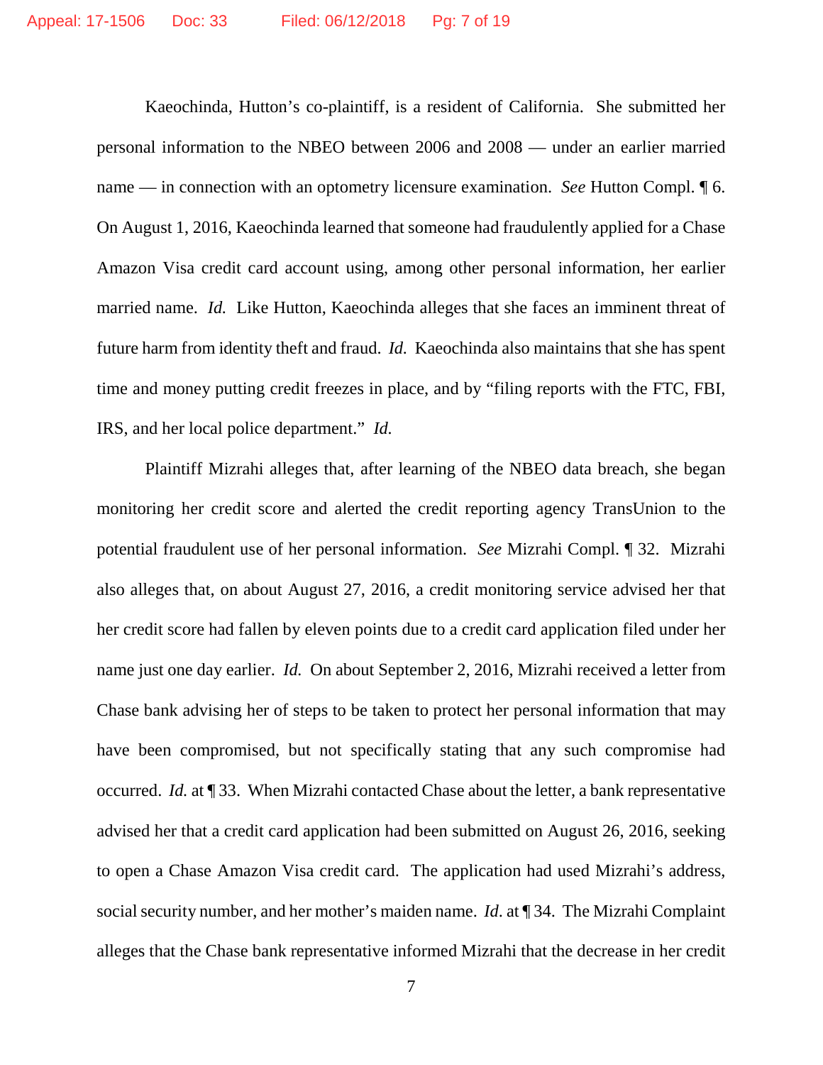Kaeochinda, Hutton's co-plaintiff, is a resident of California. She submitted her personal information to the NBEO between 2006 and 2008 — under an earlier married name — in connection with an optometry licensure examination. *See* Hutton Compl. ¶ 6. On August 1, 2016, Kaeochinda learned that someone had fraudulently applied for a Chase Amazon Visa credit card account using, among other personal information, her earlier married name. *Id.* Like Hutton, Kaeochinda alleges that she faces an imminent threat of future harm from identity theft and fraud. *Id.* Kaeochinda also maintains that she has spent time and money putting credit freezes in place, and by "filing reports with the FTC, FBI, IRS, and her local police department." *Id.*

Plaintiff Mizrahi alleges that, after learning of the NBEO data breach, she began monitoring her credit score and alerted the credit reporting agency TransUnion to the potential fraudulent use of her personal information. *See* Mizrahi Compl. ¶ 32. Mizrahi also alleges that, on about August 27, 2016, a credit monitoring service advised her that her credit score had fallen by eleven points due to a credit card application filed under her name just one day earlier. *Id.* On about September 2, 2016, Mizrahi received a letter from Chase bank advising her of steps to be taken to protect her personal information that may have been compromised, but not specifically stating that any such compromise had occurred. *Id.* at ¶ 33. When Mizrahi contacted Chase about the letter, a bank representative advised her that a credit card application had been submitted on August 26, 2016, seeking to open a Chase Amazon Visa credit card. The application had used Mizrahi's address, social security number, and her mother's maiden name. *Id.* at ¶ 34. The Mizrahi Complaint alleges that the Chase bank representative informed Mizrahi that the decrease in her credit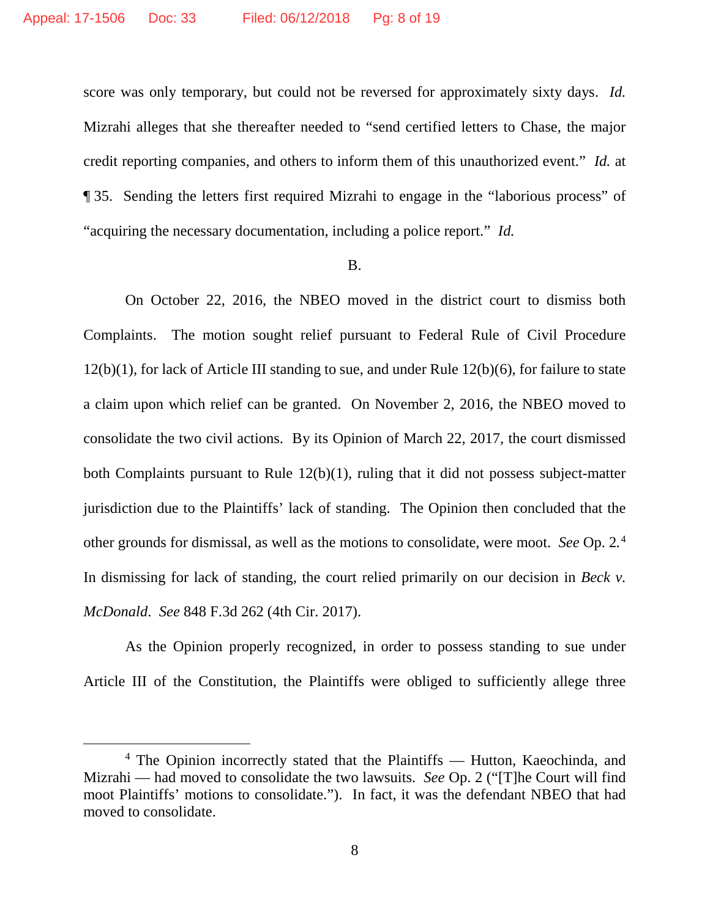score was only temporary, but could not be reversed for approximately sixty days. *Id.* Mizrahi alleges that she thereafter needed to "send certified letters to Chase, the major credit reporting companies, and others to inform them of this unauthorized event." *Id.* at ¶ 35. Sending the letters first required Mizrahi to engage in the "laborious process" of "acquiring the necessary documentation, including a police report." *Id.*

B.

On October 22, 2016, the NBEO moved in the district court to dismiss both Complaints. The motion sought relief pursuant to Federal Rule of Civil Procedure 12(b)(1), for lack of Article III standing to sue, and under Rule 12(b)(6), for failure to state a claim upon which relief can be granted. On November 2, 2016, the NBEO moved to consolidate the two civil actions. By its Opinion of March 22, 2017, the court dismissed both Complaints pursuant to Rule 12(b)(1), ruling that it did not possess subject-matter jurisdiction due to the Plaintiffs' lack of standing. The Opinion then concluded that the other grounds for dismissal, as well as the motions to consolidate, were moot. *See* Op. 2.[4] In dismissing for lack of standing, the court relied primarily on our decision in *Beck v. McDonald*. *See* 848 F.3d 262 (4th Cir. 2017).

As the Opinion properly recognized, in order to possess standing to sue under Article III of the Constitution, the Plaintiffs were obliged to sufficiently allege three

---

[4] The Opinion incorrectly stated that the Plaintiffs — Hutton, Kaeochinda, and Mizrahi — had moved to consolidate the two lawsuits. *See* Op. 2 ("[T]he Court will find moot Plaintiffs' motions to consolidate."). In fact, it was the defendant NBEO that had moved to consolidate.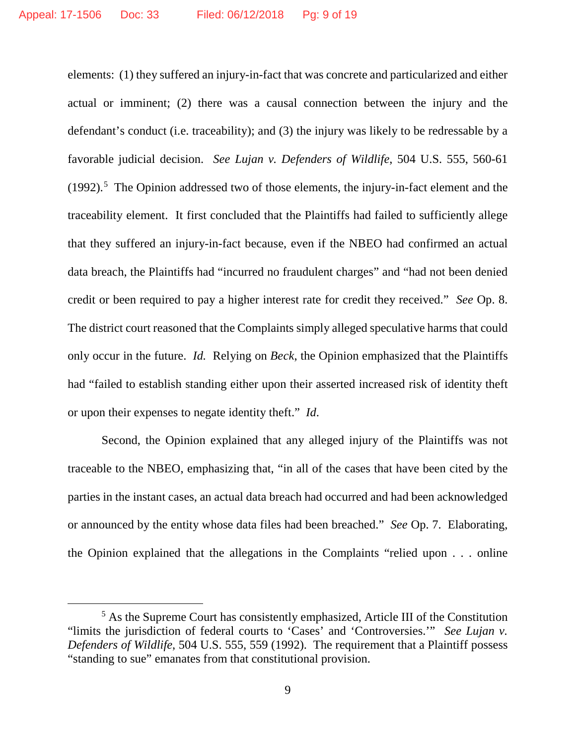elements: (1) they suffered an injury-in-fact that was concrete and particularized and either actual or imminent; (2) there was a causal connection between the injury and the defendant's conduct (i.e. traceability); and (3) the injury was likely to be redressable by a favorable judicial decision. *See Lujan v. Defenders of Wildlife*, 504 U.S. 555, 560-61 (1992).[5] The Opinion addressed two of those elements, the injury-in-fact element and the traceability element. It first concluded that the Plaintiffs had failed to sufficiently allege that they suffered an injury-in-fact because, even if the NBEO had confirmed an actual data breach, the Plaintiffs had "incurred no fraudulent charges" and "had not been denied credit or been required to pay a higher interest rate for credit they received." *See* Op. 8. The district court reasoned that the Complaints simply alleged speculative harms that could only occur in the future. *Id.* Relying on *Beck*, the Opinion emphasized that the Plaintiffs had "failed to establish standing either upon their asserted increased risk of identity theft or upon their expenses to negate identity theft." *Id*.

Second, the Opinion explained that any alleged injury of the Plaintiffs was not traceable to the NBEO, emphasizing that, "in all of the cases that have been cited by the parties in the instant cases, an actual data breach had occurred and had been acknowledged or announced by the entity whose data files had been breached." *See* Op. 7. Elaborating, the Opinion explained that the allegations in the Complaints "relied upon . . . online

[5] As the Supreme Court has consistently emphasized, Article III of the Constitution "limits the jurisdiction of federal courts to 'Cases' and 'Controversies.'" *See Lujan v. Defenders of Wildlife*, 504 U.S. 555, 559 (1992). The requirement that a Plaintiff possess "standing to sue" emanates from that constitutional provision.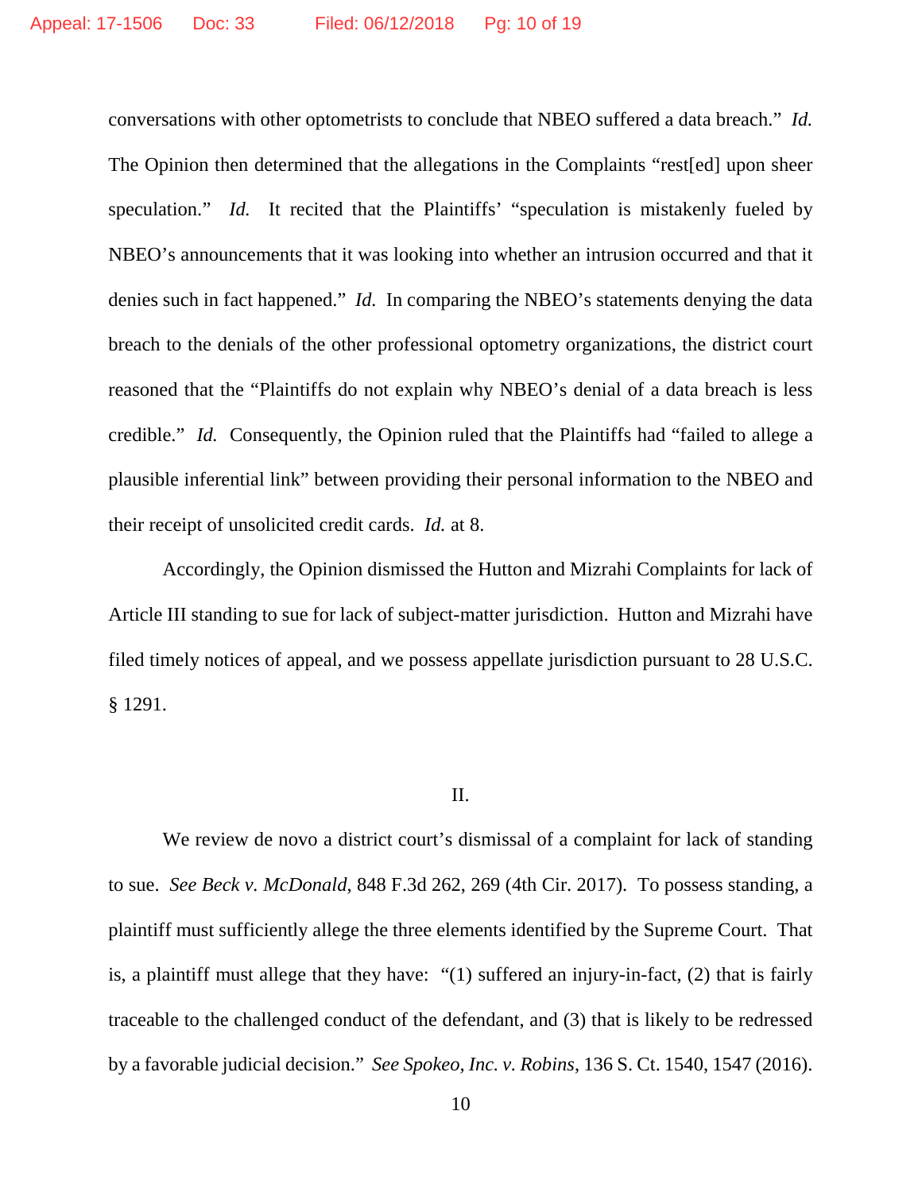conversations with other optometrists to conclude that NBEO suffered a data breach." *Id.* The Opinion then determined that the allegations in the Complaints "rest[ed] upon sheer speculation." *Id.* It recited that the Plaintiffs' "speculation is mistakenly fueled by NBEO's announcements that it was looking into whether an intrusion occurred and that it denies such in fact happened." *Id.* In comparing the NBEO's statements denying the data breach to the denials of the other professional optometry organizations, the district court reasoned that the "Plaintiffs do not explain why NBEO's denial of a data breach is less credible." *Id.* Consequently, the Opinion ruled that the Plaintiffs had "failed to allege a plausible inferential link" between providing their personal information to the NBEO and their receipt of unsolicited credit cards. *Id.* at 8.

Accordingly, the Opinion dismissed the Hutton and Mizrahi Complaints for lack of Article III standing to sue for lack of subject-matter jurisdiction. Hutton and Mizrahi have filed timely notices of appeal, and we possess appellate jurisdiction pursuant to 28 U.S.C. § 1291.

## II.

We review de novo a district court's dismissal of a complaint for lack of standing to sue. *See Beck v. McDonald*, 848 F.3d 262, 269 (4th Cir. 2017). To possess standing, a plaintiff must sufficiently allege the three elements identified by the Supreme Court. That is, a plaintiff must allege that they have: "(1) suffered an injury-in-fact, (2) that is fairly traceable to the challenged conduct of the defendant, and (3) that is likely to be redressed by a favorable judicial decision." *See Spokeo, Inc. v. Robins*, 136 S. Ct. 1540, 1547 (2016).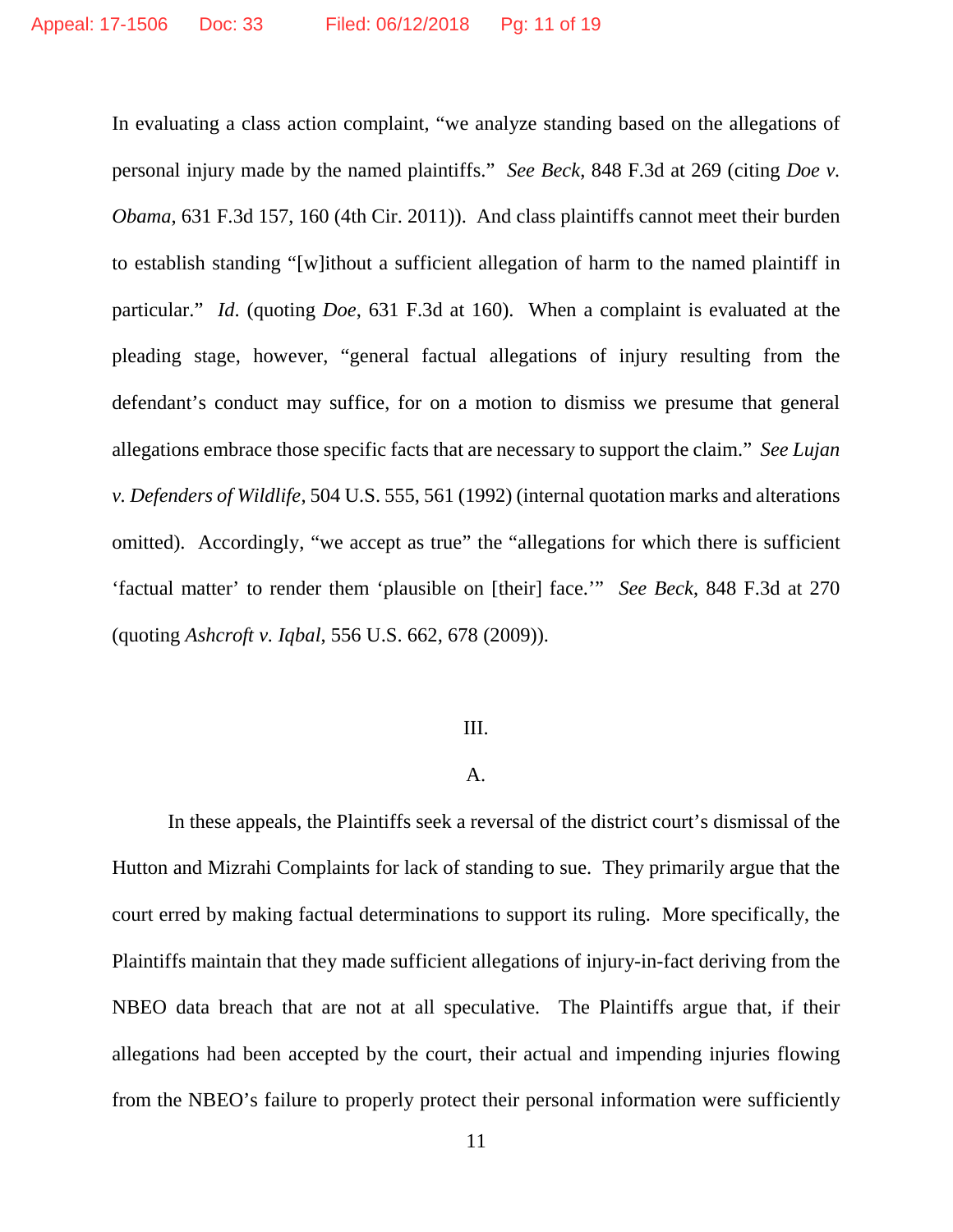In evaluating a class action complaint, "we analyze standing based on the allegations of personal injury made by the named plaintiffs." *See Beck*, 848 F.3d at 269 (citing *Doe v. Obama*, 631 F.3d 157, 160 (4th Cir. 2011)). And class plaintiffs cannot meet their burden to establish standing "[w]ithout a sufficient allegation of harm to the named plaintiff in particular." *Id*. (quoting *Doe*, 631 F.3d at 160). When a complaint is evaluated at the pleading stage, however, "general factual allegations of injury resulting from the defendant's conduct may suffice, for on a motion to dismiss we presume that general allegations embrace those specific facts that are necessary to support the claim." *See Lujan v. Defenders of Wildlife*, 504 U.S. 555, 561 (1992) (internal quotation marks and alterations omitted). Accordingly, "we accept as true" the "allegations for which there is sufficient 'factual matter' to render them 'plausible on [their] face.'" *See Beck*, 848 F.3d at 270 (quoting *Ashcroft v. Iqbal*, 556 U.S. 662, 678 (2009)).

## III.

### A.

In these appeals, the Plaintiffs seek a reversal of the district court's dismissal of the Hutton and Mizrahi Complaints for lack of standing to sue. They primarily argue that the court erred by making factual determinations to support its ruling. More specifically, the Plaintiffs maintain that they made sufficient allegations of injury-in-fact deriving from the NBEO data breach that are not at all speculative. The Plaintiffs argue that, if their allegations had been accepted by the court, their actual and impending injuries flowing from the NBEO's failure to properly protect their personal information were sufficiently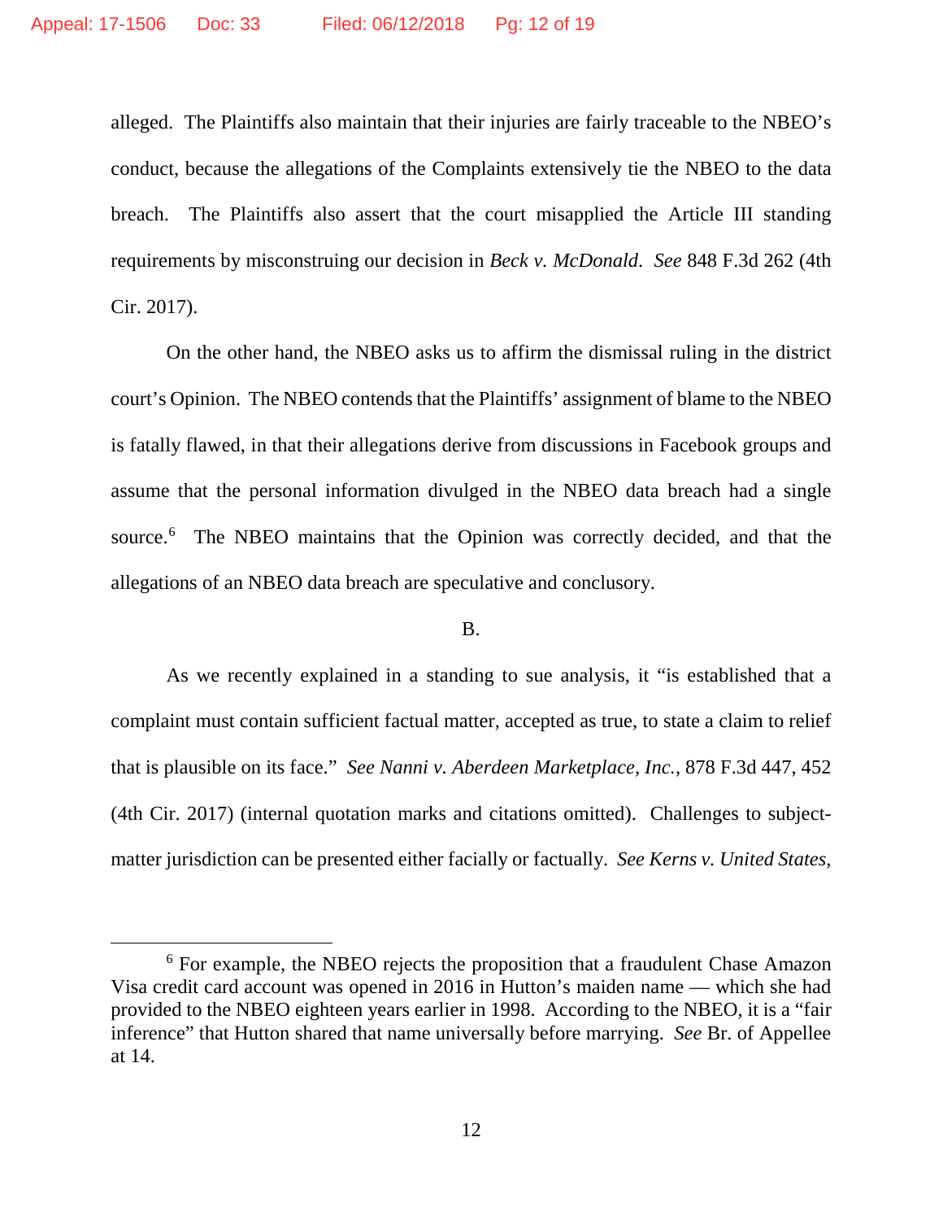alleged. The Plaintiffs also maintain that their injuries are fairly traceable to the NBEO's conduct, because the allegations of the Complaints extensively tie the NBEO to the data breach. The Plaintiffs also assert that the court misapplied the Article III standing requirements by misconstruing our decision in *Beck v. McDonald*. *See* 848 F.3d 262 (4th Cir. 2017).

On the other hand, the NBEO asks us to affirm the dismissal ruling in the district court's Opinion. The NBEO contends that the Plaintiffs' assignment of blame to the NBEO is fatally flawed, in that their allegations derive from discussions in Facebook groups and assume that the personal information divulged in the NBEO data breach had a single source.[6] The NBEO maintains that the Opinion was correctly decided, and that the allegations of an NBEO data breach are speculative and conclusory.

B.

As we recently explained in a standing to sue analysis, it "is established that a complaint must contain sufficient factual matter, accepted as true, to state a claim to relief that is plausible on its face." *See Nanni v. Aberdeen Marketplace, Inc.*, 878 F.3d 447, 452 (4th Cir. 2017) (internal quotation marks and citations omitted). Challenges to subject-matter jurisdiction can be presented either facially or factually. *See Kerns v. United States*,

---

[6] For example, the NBEO rejects the proposition that a fraudulent Chase Amazon Visa credit card account was opened in 2016 in Hutton's maiden name — which she had provided to the NBEO eighteen years earlier in 1998. According to the NBEO, it is a "fair inference" that Hutton shared that name universally before marrying. *See* Br. of Appellee at 14.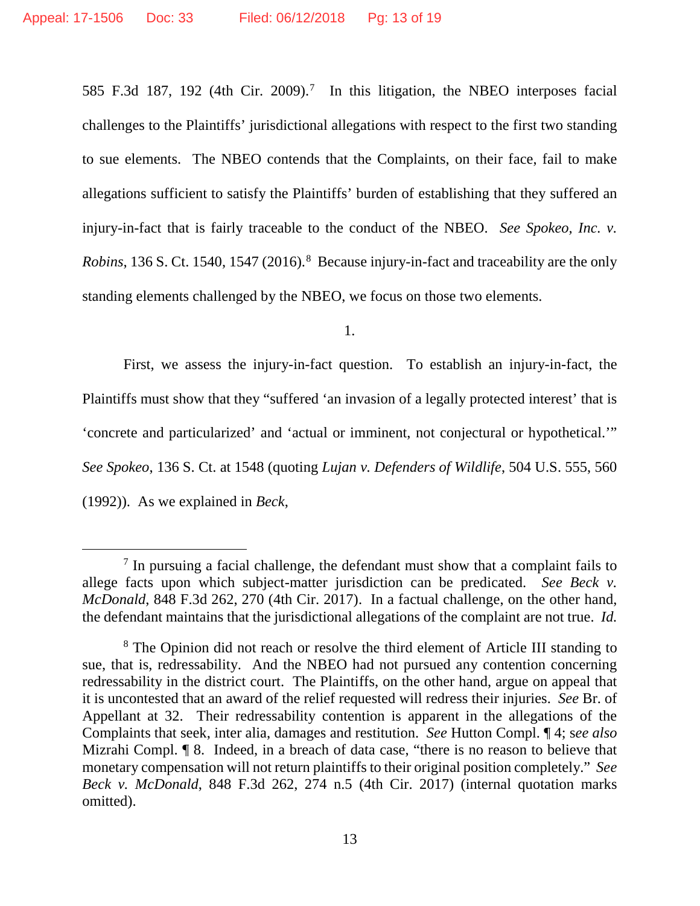585 F.3d 187, 192 (4th Cir. 2009).[7] In this litigation, the NBEO interposes facial challenges to the Plaintiffs' jurisdictional allegations with respect to the first two standing to sue elements. The NBEO contends that the Complaints, on their face, fail to make allegations sufficient to satisfy the Plaintiffs' burden of establishing that they suffered an injury-in-fact that is fairly traceable to the conduct of the NBEO. *See Spokeo, Inc. v. Robins*, 136 S. Ct. 1540, 1547 (2016).[8] Because injury-in-fact and traceability are the only standing elements challenged by the NBEO, we focus on those two elements.

1.

First, we assess the injury-in-fact question. To establish an injury-in-fact, the Plaintiffs must show that they "suffered 'an invasion of a legally protected interest' that is 'concrete and particularized' and 'actual or imminent, not conjectural or hypothetical.'" *See Spokeo*, 136 S. Ct. at 1548 (quoting *Lujan v. Defenders of Wildlife*, 504 U.S. 555, 560 (1992)). As we explained in *Beck*,

---

[7] In pursuing a facial challenge, the defendant must show that a complaint fails to allege facts upon which subject-matter jurisdiction can be predicated. *See Beck v. McDonald*, 848 F.3d 262, 270 (4th Cir. 2017). In a factual challenge, on the other hand, the defendant maintains that the jurisdictional allegations of the complaint are not true. *Id.*

[8] The Opinion did not reach or resolve the third element of Article III standing to sue, that is, redressability. And the NBEO had not pursued any contention concerning redressability in the district court. The Plaintiffs, on the other hand, argue on appeal that it is uncontested that an award of the relief requested will redress their injuries. *See* Br. of Appellant at 32. Their redressability contention is apparent in the allegations of the Complaints that seek, inter alia, damages and restitution. *See* Hutton Compl. ¶ 4; *see also* Mizrahi Compl. ¶ 8. Indeed, in a breach of data case, "there is no reason to believe that monetary compensation will not return plaintiffs to their original position completely." *See Beck v. McDonald*, 848 F.3d 262, 274 n.5 (4th Cir. 2017) (internal quotation marks omitted).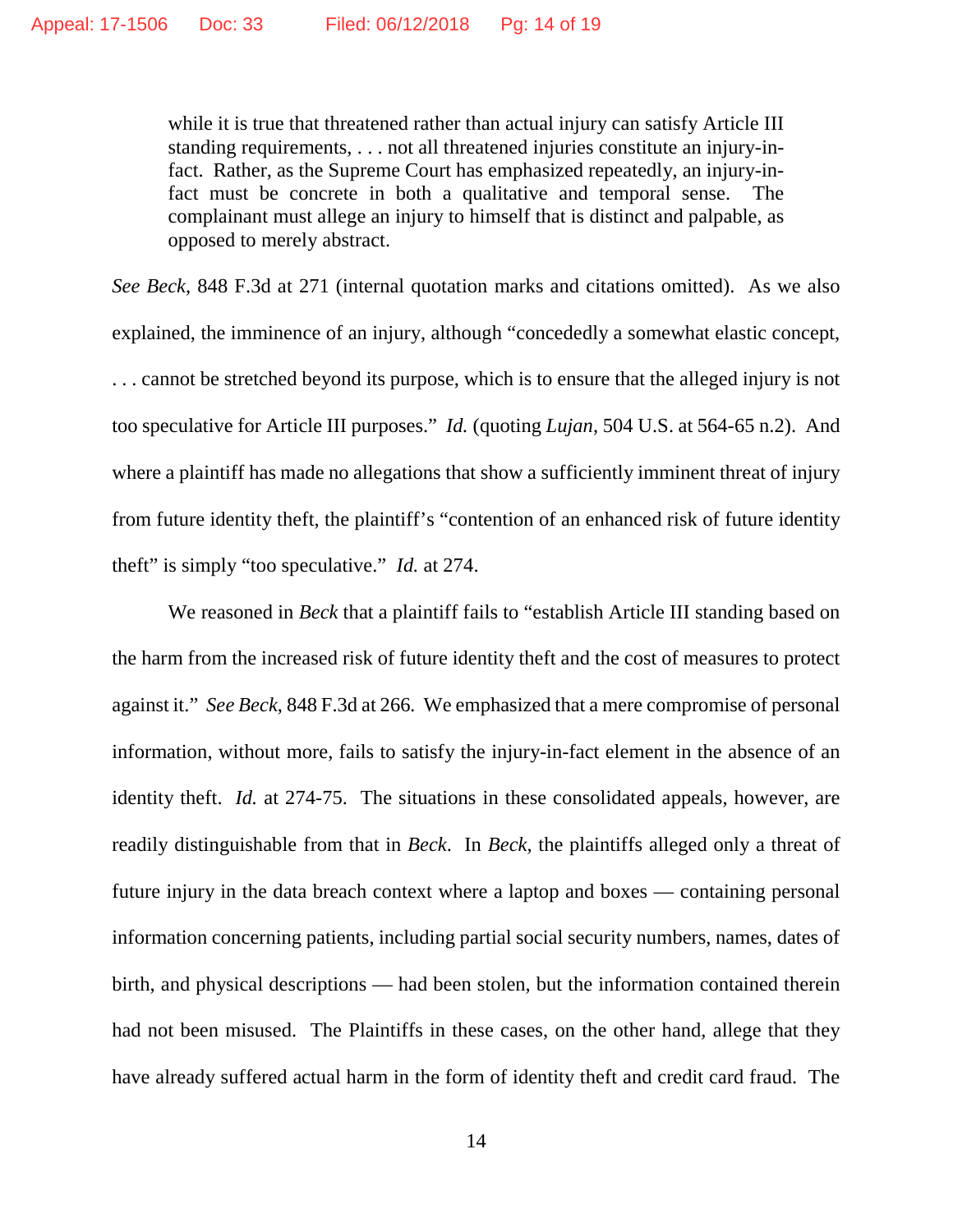> while it is true that threatened rather than actual injury can satisfy Article III standing requirements, . . . not all threatened injuries constitute an injury-in-fact. Rather, as the Supreme Court has emphasized repeatedly, an injury-in-fact must be concrete in both a qualitative and temporal sense. The complainant must allege an injury to himself that is distinct and palpable, as opposed to merely abstract.

*See Beck*, 848 F.3d at 271 (internal quotation marks and citations omitted). As we also explained, the imminence of an injury, although "concededly a somewhat elastic concept, . . . cannot be stretched beyond its purpose, which is to ensure that the alleged injury is not too speculative for Article III purposes." *Id.* (quoting *Lujan*, 504 U.S. at 564-65 n.2). And where a plaintiff has made no allegations that show a sufficiently imminent threat of injury from future identity theft, the plaintiff's "contention of an enhanced risk of future identity theft" is simply "too speculative." *Id.* at 274.

We reasoned in *Beck* that a plaintiff fails to "establish Article III standing based on the harm from the increased risk of future identity theft and the cost of measures to protect against it." *See Beck*, 848 F.3d at 266. We emphasized that a mere compromise of personal information, without more, fails to satisfy the injury-in-fact element in the absence of an identity theft. *Id.* at 274-75. The situations in these consolidated appeals, however, are readily distinguishable from that in *Beck*. In *Beck*, the plaintiffs alleged only a threat of future injury in the data breach context where a laptop and boxes — containing personal information concerning patients, including partial social security numbers, names, dates of birth, and physical descriptions — had been stolen, but the information contained therein had not been misused. The Plaintiffs in these cases, on the other hand, allege that they have already suffered actual harm in the form of identity theft and credit card fraud. The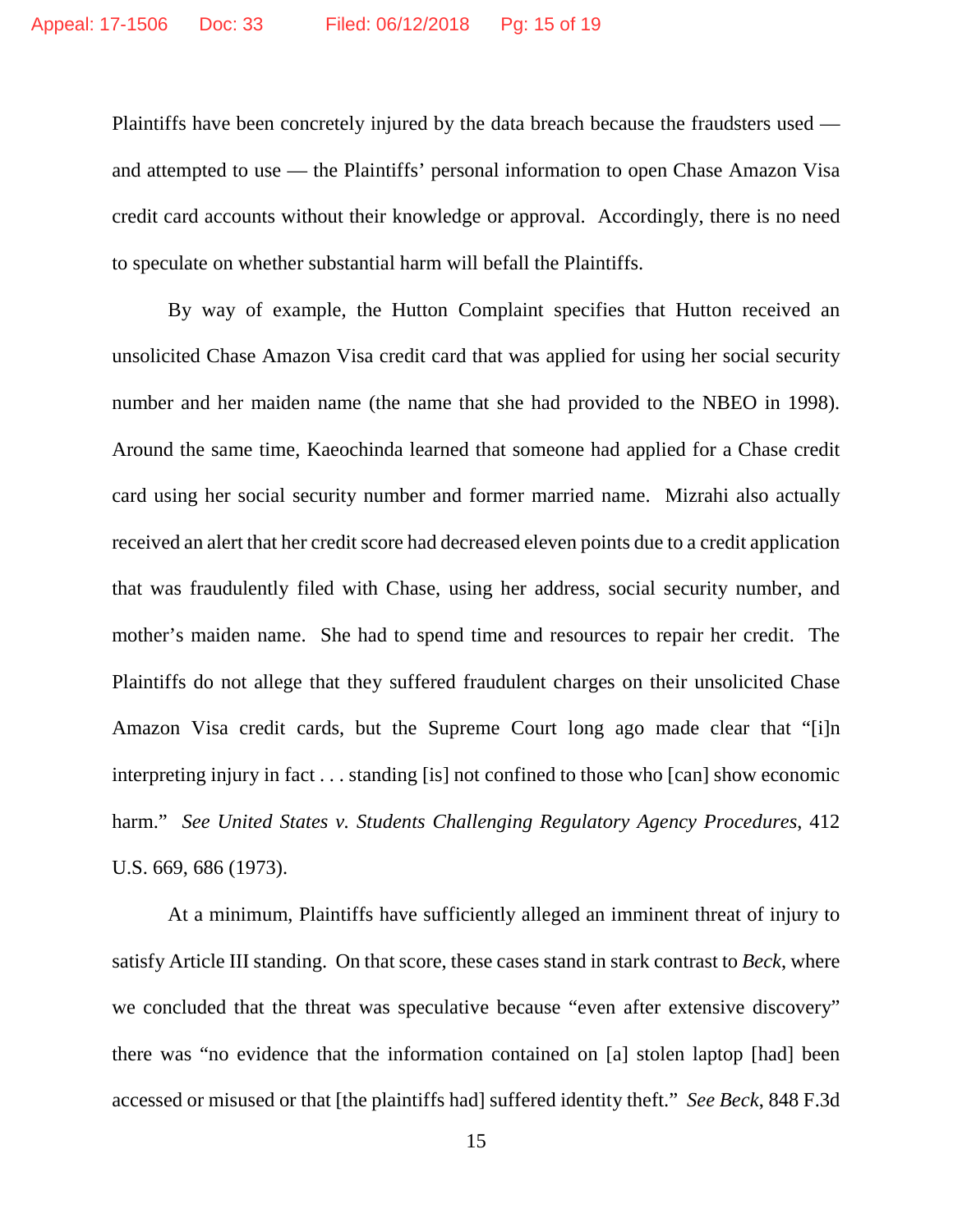Plaintiffs have been concretely injured by the data breach because the fraudsters used — and attempted to use — the Plaintiffs' personal information to open Chase Amazon Visa credit card accounts without their knowledge or approval. Accordingly, there is no need to speculate on whether substantial harm will befall the Plaintiffs.

By way of example, the Hutton Complaint specifies that Hutton received an unsolicited Chase Amazon Visa credit card that was applied for using her social security number and her maiden name (the name that she had provided to the NBEO in 1998). Around the same time, Kaeochinda learned that someone had applied for a Chase credit card using her social security number and former married name. Mizrahi also actually received an alert that her credit score had decreased eleven points due to a credit application that was fraudulently filed with Chase, using her address, social security number, and mother's maiden name. She had to spend time and resources to repair her credit. The Plaintiffs do not allege that they suffered fraudulent charges on their unsolicited Chase Amazon Visa credit cards, but the Supreme Court long ago made clear that "[i]n interpreting injury in fact . . . standing [is] not confined to those who [can] show economic harm." *See United States v. Students Challenging Regulatory Agency Procedures*, 412 U.S. 669, 686 (1973).

At a minimum, Plaintiffs have sufficiently alleged an imminent threat of injury to satisfy Article III standing. On that score, these cases stand in stark contrast to *Beck*, where we concluded that the threat was speculative because "even after extensive discovery" there was "no evidence that the information contained on [a] stolen laptop [had] been accessed or misused or that [the plaintiffs had] suffered identity theft." *See Beck*, 848 F.3d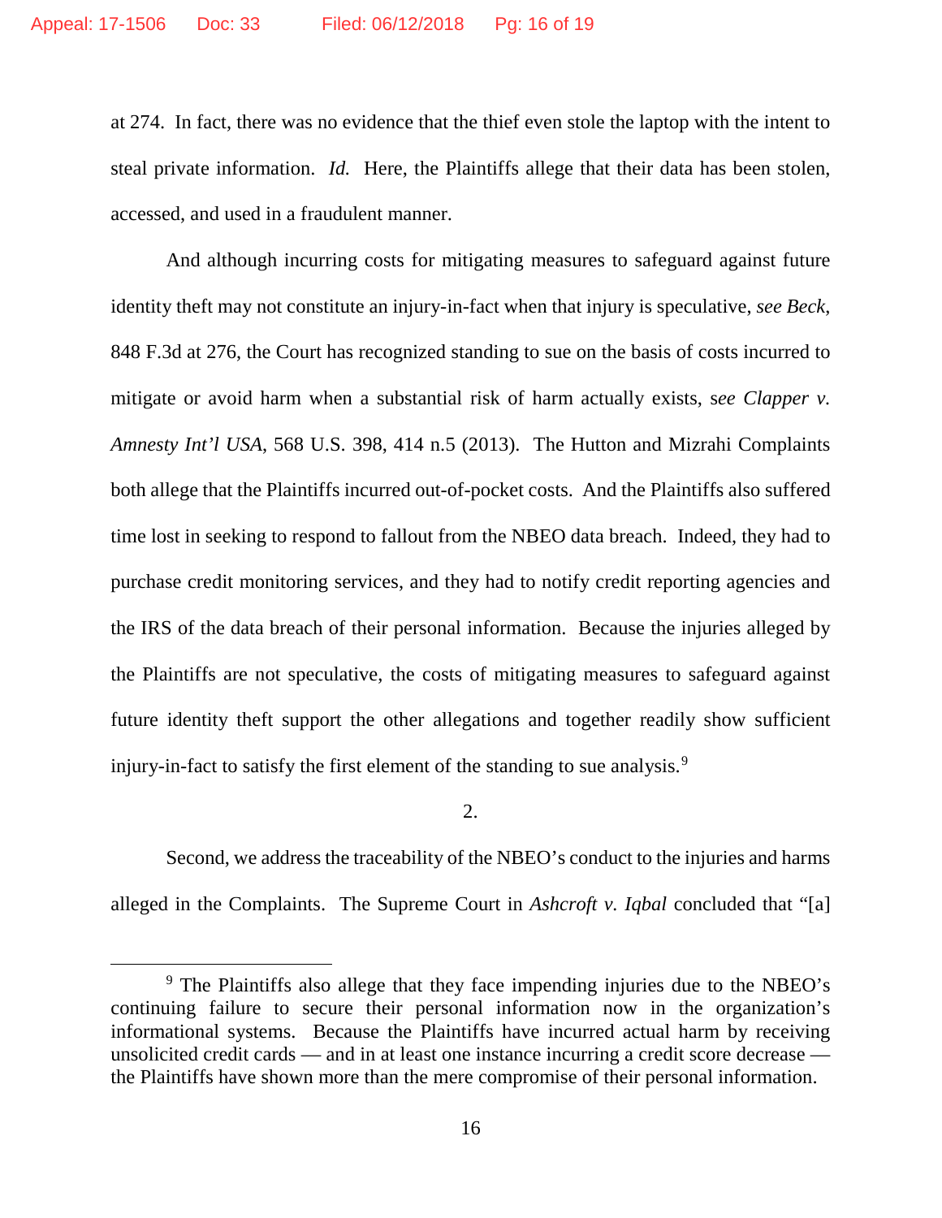at 274. In fact, there was no evidence that the thief even stole the laptop with the intent to steal private information. *Id.* Here, the Plaintiffs allege that their data has been stolen, accessed, and used in a fraudulent manner.

And although incurring costs for mitigating measures to safeguard against future identity theft may not constitute an injury-in-fact when that injury is speculative, *see Beck*, 848 F.3d at 276, the Court has recognized standing to sue on the basis of costs incurred to mitigate or avoid harm when a substantial risk of harm actually exists, s*ee Clapper v. Amnesty Int'l USA*, 568 U.S. 398, 414 n.5 (2013). The Hutton and Mizrahi Complaints both allege that the Plaintiffs incurred out-of-pocket costs. And the Plaintiffs also suffered time lost in seeking to respond to fallout from the NBEO data breach. Indeed, they had to purchase credit monitoring services, and they had to notify credit reporting agencies and the IRS of the data breach of their personal information. Because the injuries alleged by the Plaintiffs are not speculative, the costs of mitigating measures to safeguard against future identity theft support the other allegations and together readily show sufficient injury-in-fact to satisfy the first element of the standing to sue analysis.[9]

2.

Second, we address the traceability of the NBEO's conduct to the injuries and harms alleged in the Complaints. The Supreme Court in *Ashcroft v. Iqbal* concluded that "[a]

---

[9] The Plaintiffs also allege that they face impending injuries due to the NBEO's continuing failure to secure their personal information now in the organization's informational systems. Because the Plaintiffs have incurred actual harm by receiving unsolicited credit cards — and in at least one instance incurring a credit score decrease — the Plaintiffs have shown more than the mere compromise of their personal information.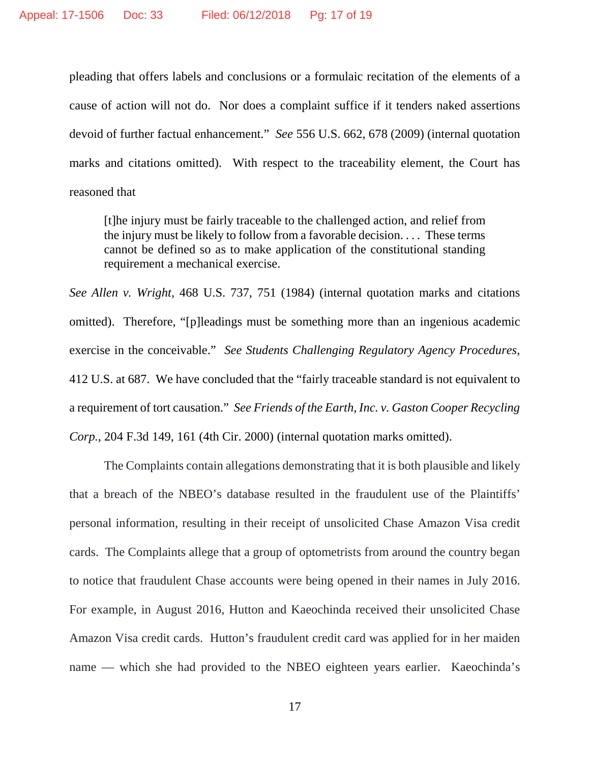pleading that offers labels and conclusions or a formulaic recitation of the elements of a cause of action will not do. Nor does a complaint suffice if it tenders naked assertions devoid of further factual enhancement." *See* 556 U.S. 662, 678 (2009) (internal quotation marks and citations omitted). With respect to the traceability element, the Court has reasoned that

> [t]he injury must be fairly traceable to the challenged action, and relief from the injury must be likely to follow from a favorable decision. . . . These terms cannot be defined so as to make application of the constitutional standing requirement a mechanical exercise.

*See Allen v. Wright*, 468 U.S. 737, 751 (1984) (internal quotation marks and citations omitted). Therefore, "[p]leadings must be something more than an ingenious academic exercise in the conceivable." *See Students Challenging Regulatory Agency Procedures*, 412 U.S. at 687. We have concluded that the "fairly traceable standard is not equivalent to a requirement of tort causation." *See Friends of the Earth, Inc. v. Gaston Cooper Recycling Corp.*, 204 F.3d 149, 161 (4th Cir. 2000) (internal quotation marks omitted).

The Complaints contain allegations demonstrating that it is both plausible and likely that a breach of the NBEO's database resulted in the fraudulent use of the Plaintiffs' personal information, resulting in their receipt of unsolicited Chase Amazon Visa credit cards. The Complaints allege that a group of optometrists from around the country began to notice that fraudulent Chase accounts were being opened in their names in July 2016. For example, in August 2016, Hutton and Kaeochinda received their unsolicited Chase Amazon Visa credit cards. Hutton's fraudulent credit card was applied for in her maiden name — which she had provided to the NBEO eighteen years earlier. Kaeochinda's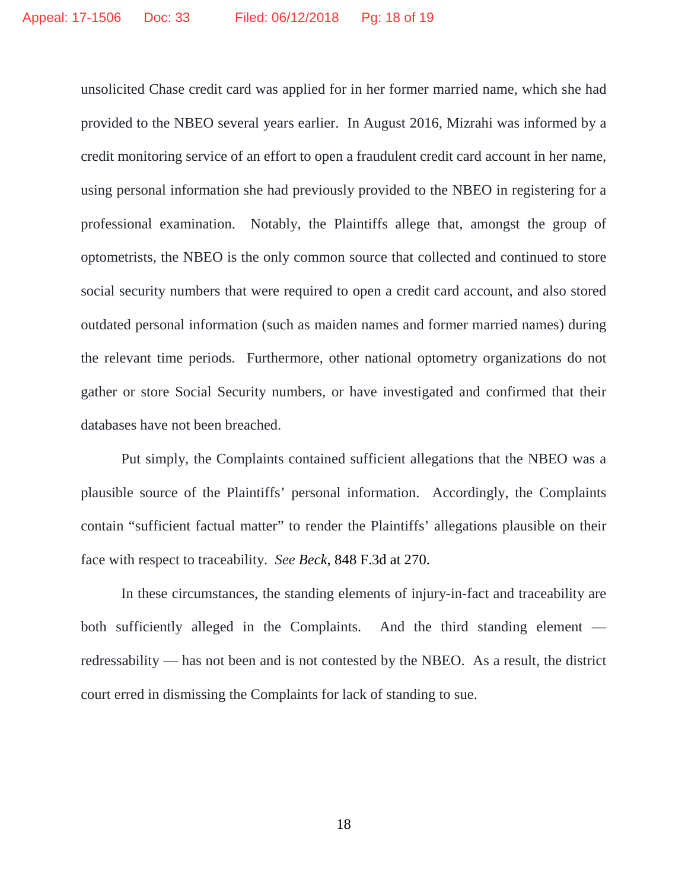unsolicited Chase credit card was applied for in her former married name, which she had provided to the NBEO several years earlier. In August 2016, Mizrahi was informed by a credit monitoring service of an effort to open a fraudulent credit card account in her name, using personal information she had previously provided to the NBEO in registering for a professional examination. Notably, the Plaintiffs allege that, amongst the group of optometrists, the NBEO is the only common source that collected and continued to store social security numbers that were required to open a credit card account, and also stored outdated personal information (such as maiden names and former married names) during the relevant time periods. Furthermore, other national optometry organizations do not gather or store Social Security numbers, or have investigated and confirmed that their databases have not been breached.

Put simply, the Complaints contained sufficient allegations that the NBEO was a plausible source of the Plaintiffs' personal information. Accordingly, the Complaints contain "sufficient factual matter" to render the Plaintiffs' allegations plausible on their face with respect to traceability. *See Beck*, 848 F.3d at 270.

In these circumstances, the standing elements of injury-in-fact and traceability are both sufficiently alleged in the Complaints. And the third standing element — redressability — has not been and is not contested by the NBEO. As a result, the district court erred in dismissing the Complaints for lack of standing to sue.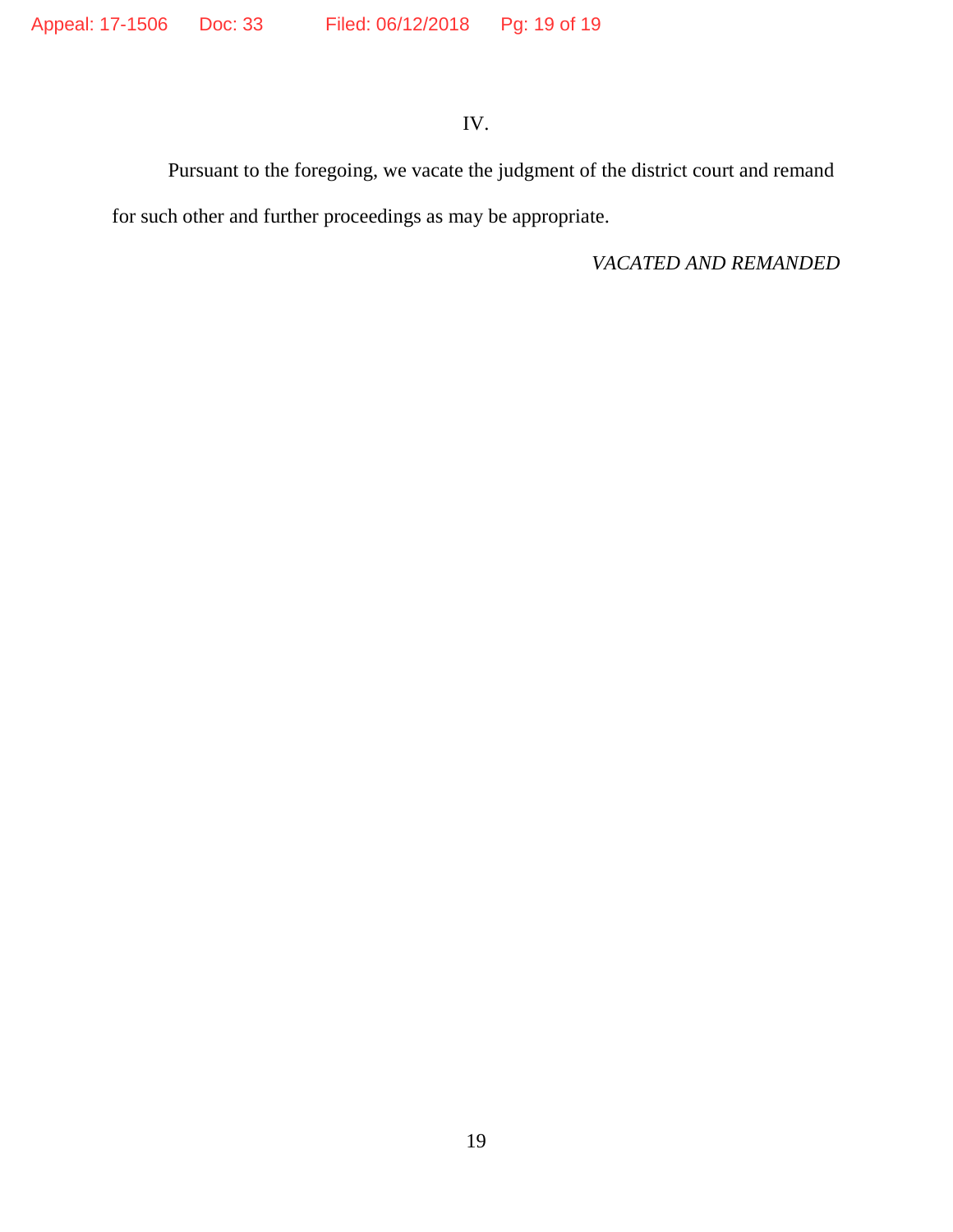## IV.

Pursuant to the foregoing, we vacate the judgment of the district court and remand for such other and further proceedings as may be appropriate.

*VACATED AND REMANDED*